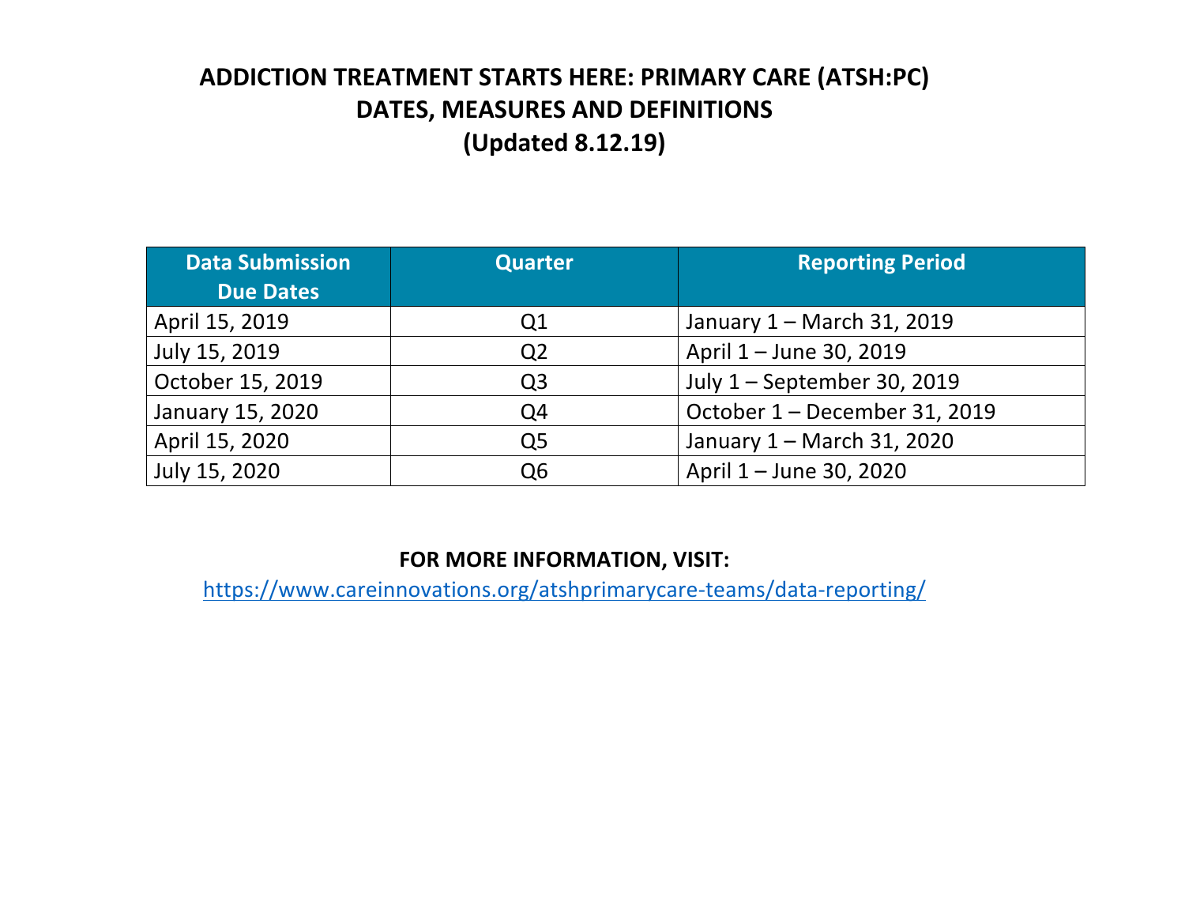# ADDICTION TREATMENT STARTS HERE: PRIMARY CARE (ATSH:PC)
# DATES, MEASURES AND DEFINITIONS
# (Updated 8.12.19)

| Data Submission Due Dates | Quarter | Reporting Period |
|---|---|---|
| April 15, 2019 | Q1 | January 1 – March 31, 2019 |
| July 15, 2019 | Q2 | April 1 – June 30, 2019 |
| October 15, 2019 | Q3 | July 1 – September 30, 2019 |
| January 15, 2020 | Q4 | October 1 – December 31, 2019 |
| April 15, 2020 | Q5 | January 1 – March 31, 2020 |
| July 15, 2020 | Q6 | April 1 – June 30, 2020 |

**FOR MORE INFORMATION, VISIT:**

https://www.careinnovations.org/atshprimarycare-teams/data-reporting/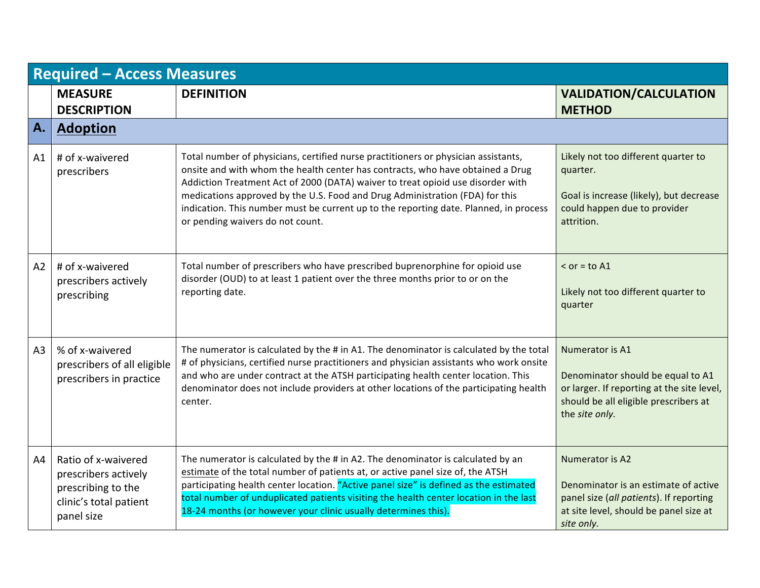| Required – Access Measures | | | |
|---|---|---|---|
| | **MEASURE DESCRIPTION** | **DEFINITION** | **VALIDATION/CALCULATION METHOD** |
| **A.** | **Adoption** | | |
| A1 | # of x-waivered prescribers | Total number of physicians, certified nurse practitioners or physician assistants, onsite and with whom the health center has contracts, who have obtained a Drug Addiction Treatment Act of 2000 (DATA) waiver to treat opioid use disorder with medications approved by the U.S. Food and Drug Administration (FDA) for this indication. This number must be current up to the reporting date. Planned, in process or pending waivers do not count. | Likely not too different quarter to quarter.<br><br>Goal is increase (likely), but decrease could happen due to provider attrition. |
| A2 | # of x-waivered prescribers actively prescribing | Total number of prescribers who have prescribed buprenorphine for opioid use disorder (OUD) to at least 1 patient over the three months prior to or on the reporting date. | < or = to A1<br><br>Likely not too different quarter to quarter |
| A3 | % of x-waivered prescribers of all eligible prescribers in practice | The numerator is calculated by the # in A1. The denominator is calculated by the total # of physicians, certified nurse practitioners and physician assistants who work onsite and who are under contract at the ATSH participating health center location. This denominator does not include providers at other locations of the participating health center. | Numerator is A1<br><br>Denominator should be equal to A1 or larger. If reporting at the site level, should be all eligible prescribers at the *site only*. |
| A4 | Ratio of x-waivered prescribers actively prescribing to the clinic's total patient panel size | The numerator is calculated by the # in A2. The denominator is calculated by an estimate of the total number of patients at, or active panel size of, the ATSH participating health center location. "Active panel size" is defined as the estimated total number of unduplicated patients visiting the health center location in the last 18-24 months (or however your clinic usually determines this). | Numerator is A2<br><br>Denominator is an estimate of active panel size (*all patients*). If reporting at site level, should be panel size at *site only*. |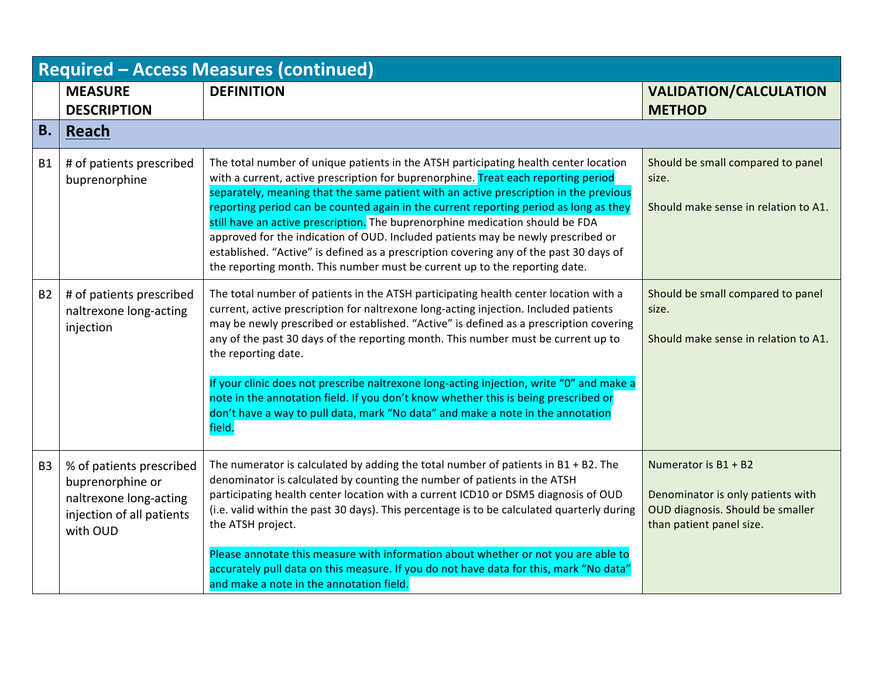| Required – Access Measures (continued) | | | |
|---|---|---|---|
| | **MEASURE DESCRIPTION** | **DEFINITION** | **VALIDATION/CALCULATION METHOD** |
| **B.** | **Reach** | | |
| B1 | # of patients prescribed buprenorphine | The total number of unique patients in the ATSH participating health center location with a current, active prescription for buprenorphine. Treat each reporting period separately, meaning that the same patient with an active prescription in the previous reporting period can be counted again in the current reporting period as long as they still have an active prescription. The buprenorphine medication should be FDA approved for the indication of OUD. Included patients may be newly prescribed or established. "Active" is defined as a prescription covering any of the past 30 days of the reporting month. This number must be current up to the reporting date. | Should be small compared to panel size.<br><br>Should make sense in relation to A1. |
| B2 | # of patients prescribed naltrexone long-acting injection | The total number of patients in the ATSH participating health center location with a current, active prescription for naltrexone long-acting injection. Included patients may be newly prescribed or established. "Active" is defined as a prescription covering any of the past 30 days of the reporting month. This number must be current up to the reporting date.<br><br>If your clinic does not prescribe naltrexone long-acting injection, write "0" and make a note in the annotation field. If you don't know whether this is being prescribed or don't have a way to pull data, mark "No data" and make a note in the annotation field. | Should be small compared to panel size.<br><br>Should make sense in relation to A1. |
| B3 | % of patients prescribed buprenorphine or naltrexone long-acting injection of all patients with OUD | The numerator is calculated by adding the total number of patients in B1 + B2. The denominator is calculated by counting the number of patients in the ATSH participating health center location with a current ICD10 or DSM5 diagnosis of OUD (i.e. valid within the past 30 days). This percentage is to be calculated quarterly during the ATSH project.<br><br>Please annotate this measure with information about whether or not you are able to accurately pull data on this measure. If you do not have data for this, mark "No data" and make a note in the annotation field. | Numerator is B1 + B2<br><br>Denominator is only patients with OUD diagnosis. Should be smaller than patient panel size. |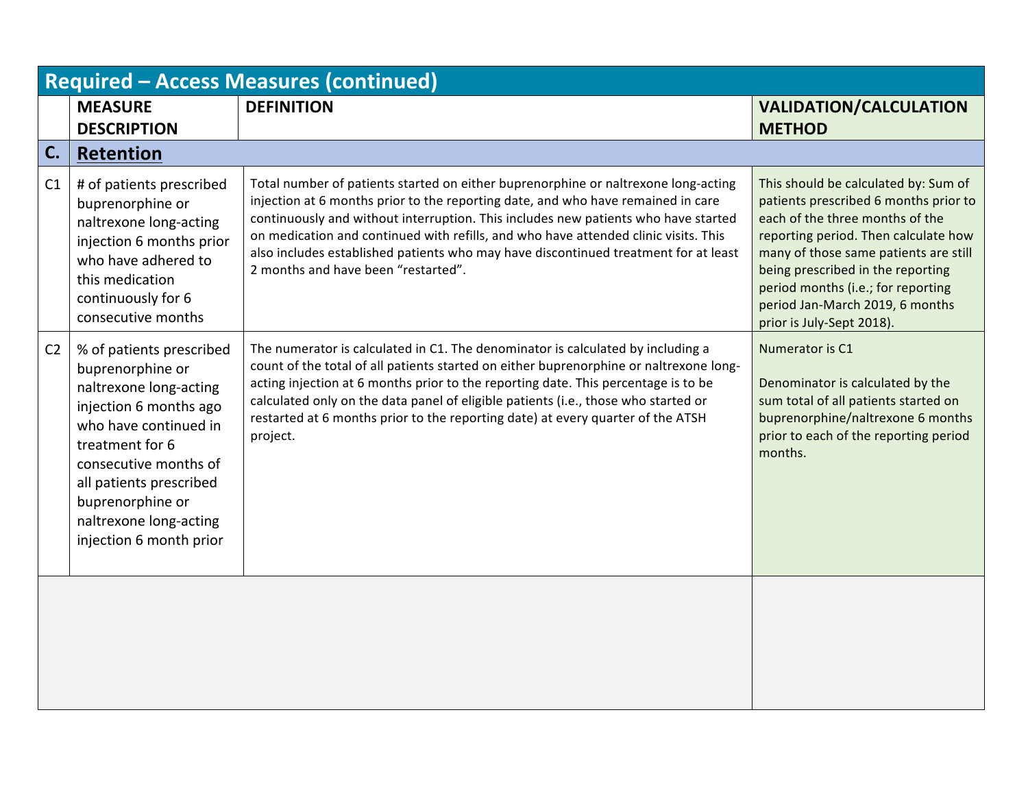| Required – Access Measures (continued) | | | |
|---|---|---|---|
| | **MEASURE DESCRIPTION** | **DEFINITION** | **VALIDATION/CALCULATION METHOD** |
| **C.** | **Retention** | | |
| C1 | # of patients prescribed buprenorphine or naltrexone long-acting injection 6 months prior who have adhered to this medication continuously for 6 consecutive months | Total number of patients started on either buprenorphine or naltrexone long-acting injection at 6 months prior to the reporting date, and who have remained in care continuously and without interruption. This includes new patients who have started on medication and continued with refills, and who have attended clinic visits. This also includes established patients who may have discontinued treatment for at least 2 months and have been "restarted". | This should be calculated by: Sum of patients prescribed 6 months prior to each of the three months of the reporting period. Then calculate how many of those same patients are still being prescribed in the reporting period months (i.e.; for reporting period Jan-March 2019, 6 months prior is July-Sept 2018). |
| C2 | % of patients prescribed buprenorphine or naltrexone long-acting injection 6 months ago who have continued in treatment for 6 consecutive months of all patients prescribed buprenorphine or naltrexone long-acting injection 6 month prior | The numerator is calculated in C1. The denominator is calculated by including a count of the total of all patients started on either buprenorphine or naltrexone long-acting injection at 6 months prior to the reporting date. This percentage is to be calculated only on the data panel of eligible patients (i.e., those who started or restarted at 6 months prior to the reporting date) at every quarter of the ATSH project. | Numerator is C1<br><br>Denominator is calculated by the sum total of all patients started on buprenorphine/naltrexone 6 months prior to each of the reporting period months. |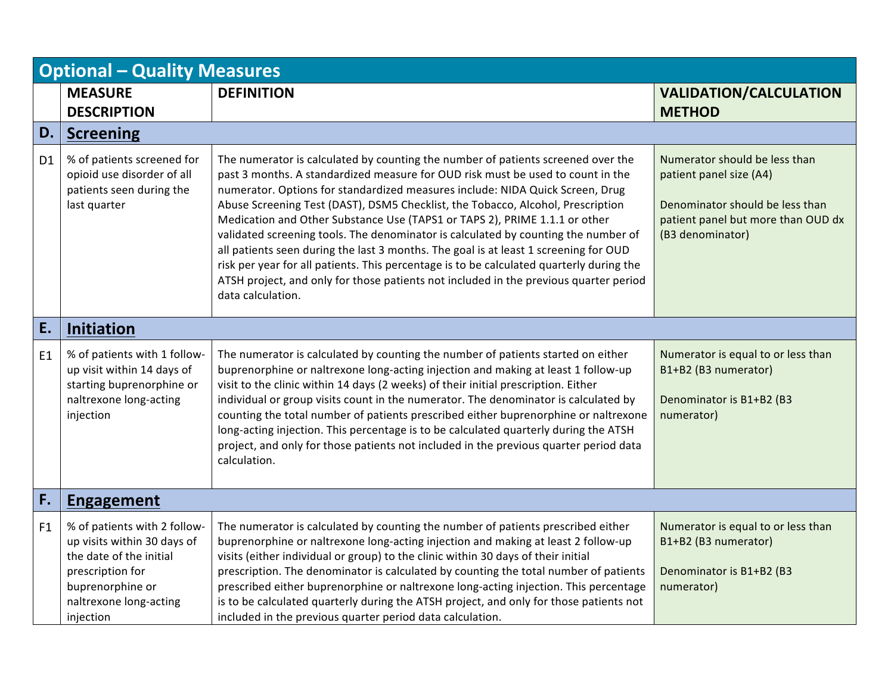| Optional – Quality Measures | | | |
|---|---|---|---|
| | **MEASURE DESCRIPTION** | **DEFINITION** | **VALIDATION/CALCULATION METHOD** |
| **D.** | **Screening** | | |
| D1 | % of patients screened for opioid use disorder of all patients seen during the last quarter | The numerator is calculated by counting the number of patients screened over the past 3 months. A standardized measure for OUD risk must be used to count in the numerator. Options for standardized measures include: NIDA Quick Screen, Drug Abuse Screening Test (DAST), DSM5 Checklist, the Tobacco, Alcohol, Prescription Medication and Other Substance Use (TAPS1 or TAPS 2), PRIME 1.1.1 or other validated screening tools. The denominator is calculated by counting the number of all patients seen during the last 3 months. The goal is at least 1 screening for OUD risk per year for all patients. This percentage is to be calculated quarterly during the ATSH project, and only for those patients not included in the previous quarter period data calculation. | Numerator should be less than patient panel size (A4)<br><br>Denominator should be less than patient panel but more than OUD dx (B3 denominator) |
| **E.** | **Initiation** | | |
| E1 | % of patients with 1 follow-up visit within 14 days of starting buprenorphine or naltrexone long-acting injection | The numerator is calculated by counting the number of patients started on either buprenorphine or naltrexone long-acting injection and making at least 1 follow-up visit to the clinic within 14 days (2 weeks) of their initial prescription. Either individual or group visits count in the numerator. The denominator is calculated by counting the total number of patients prescribed either buprenorphine or naltrexone long-acting injection. This percentage is to be calculated quarterly during the ATSH project, and only for those patients not included in the previous quarter period data calculation. | Numerator is equal to or less than B1+B2 (B3 numerator)<br><br>Denominator is B1+B2 (B3 numerator) |
| **F.** | **Engagement** | | |
| F1 | % of patients with 2 follow-up visits within 30 days of the date of the initial prescription for buprenorphine or naltrexone long-acting injection | The numerator is calculated by counting the number of patients prescribed either buprenorphine or naltrexone long-acting injection and making at least 2 follow-up visits (either individual or group) to the clinic within 30 days of their initial prescription. The denominator is calculated by counting the total number of patients prescribed either buprenorphine or naltrexone long-acting injection. This percentage is to be calculated quarterly during the ATSH project, and only for those patients not included in the previous quarter period data calculation. | Numerator is equal to or less than B1+B2 (B3 numerator)<br><br>Denominator is B1+B2 (B3 numerator) |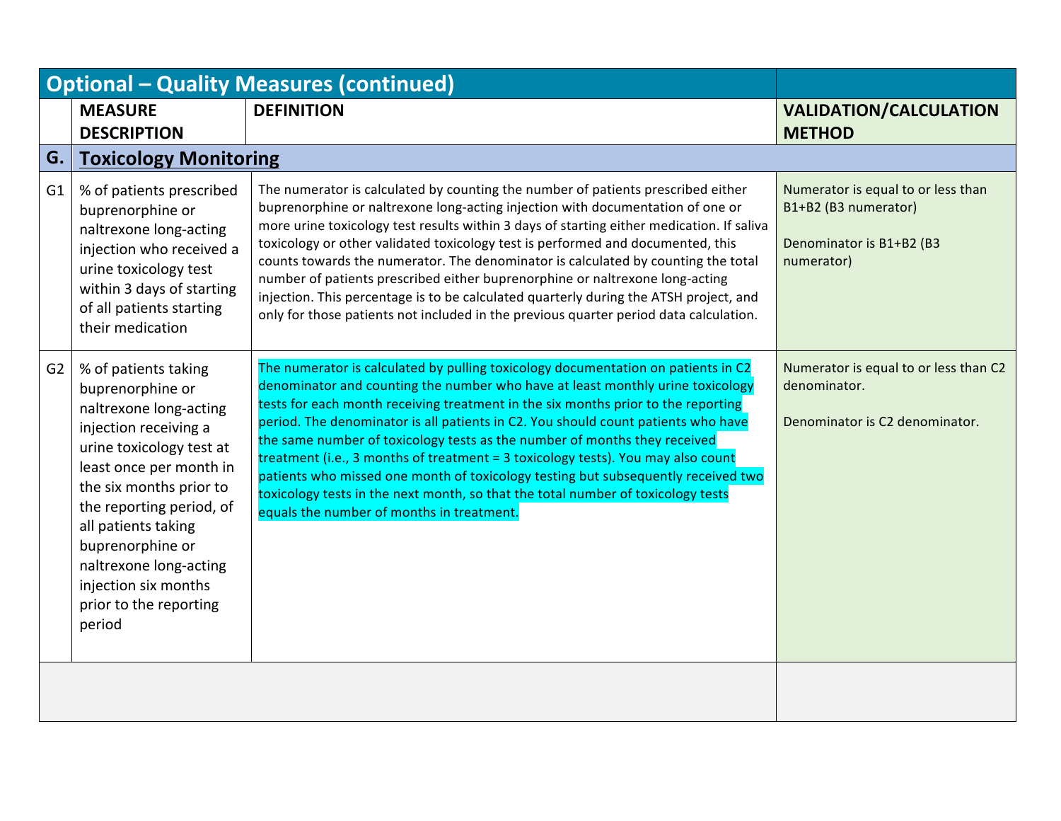| Optional – Quality Measures (continued) | | | |
|---|---|---|---|
| | **MEASURE DESCRIPTION** | **DEFINITION** | **VALIDATION/CALCULATION METHOD** |
| **G.** | **Toxicology Monitoring** | | |
| G1 | % of patients prescribed buprenorphine or naltrexone long-acting injection who received a urine toxicology test within 3 days of starting of all patients starting their medication | The numerator is calculated by counting the number of patients prescribed either buprenorphine or naltrexone long-acting injection with documentation of one or more urine toxicology test results within 3 days of starting either medication. If saliva toxicology or other validated toxicology test is performed and documented, this counts towards the numerator. The denominator is calculated by counting the total number of patients prescribed either buprenorphine or naltrexone long-acting injection. This percentage is to be calculated quarterly during the ATSH project, and only for those patients not included in the previous quarter period data calculation. | Numerator is equal to or less than B1+B2 (B3 numerator)<br><br>Denominator is B1+B2 (B3 numerator) |
| G2 | % of patients taking buprenorphine or naltrexone long-acting injection receiving a urine toxicology test at least once per month in the six months prior to the reporting period, of all patients taking buprenorphine or naltrexone long-acting injection six months prior to the reporting period | The numerator is calculated by pulling toxicology documentation on patients in C2 denominator and counting the number who have at least monthly urine toxicology tests for each month receiving treatment in the six months prior to the reporting period. The denominator is all patients in C2. You should count patients who have the same number of toxicology tests as the number of months they received treatment (i.e., 3 months of treatment = 3 toxicology tests). You may also count patients who missed one month of toxicology testing but subsequently received two toxicology tests in the next month, so that the total number of toxicology tests equals the number of months in treatment. | Numerator is equal to or less than C2 denominator.<br><br>Denominator is C2 denominator. |